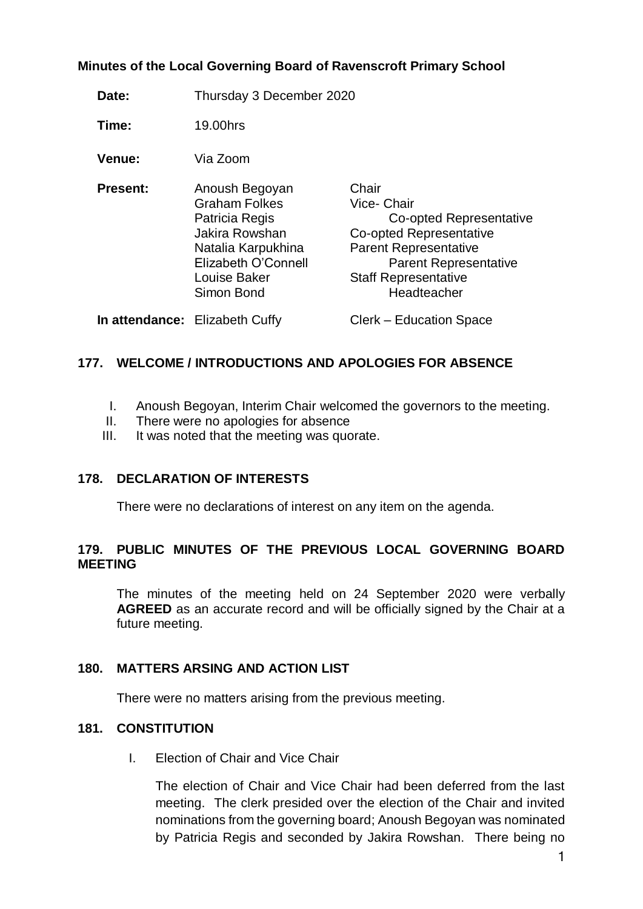**Minutes of the Local Governing Board of Ravenscroft Primary School**

| | | |
|---|---|---|
| **Date:** | Thursday 3 December 2020 | |
| **Time:** | 19.00hrs | |
| **Venue:** | Via Zoom | |
| **Present:** | Anoush Begoyan | Chair |
| | Graham Folkes | Vice- Chair |
| | Patricia Regis | Co-opted Representative |
| | Jakira Rowshan | Co-opted Representative |
| | Natalia Karpukhina | Parent Representative |
| | Elizabeth O'Connell | Parent Representative |
| | Louise Baker | Staff Representative |
| | Simon Bond | Headteacher |
| **In attendance:** | Elizabeth Cuffy | Clerk – Education Space |

## 177. WELCOME / INTRODUCTIONS AND APOLOGIES FOR ABSENCE

I. Anoush Begoyan, Interim Chair welcomed the governors to the meeting.
II. There were no apologies for absence
III. It was noted that the meeting was quorate.

## 178. DECLARATION OF INTERESTS

There were no declarations of interest on any item on the agenda.

## 179. PUBLIC MINUTES OF THE PREVIOUS LOCAL GOVERNING BOARD MEETING

The minutes of the meeting held on 24 September 2020 were verbally **AGREED** as an accurate record and will be officially signed by the Chair at a future meeting.

## 180. MATTERS ARSING AND ACTION LIST

There were no matters arising from the previous meeting.

## 181. CONSTITUTION

I. Election of Chair and Vice Chair

The election of Chair and Vice Chair had been deferred from the last meeting. The clerk presided over the election of the Chair and invited nominations from the governing board; Anoush Begoyan was nominated by Patricia Regis and seconded by Jakira Rowshan. There being no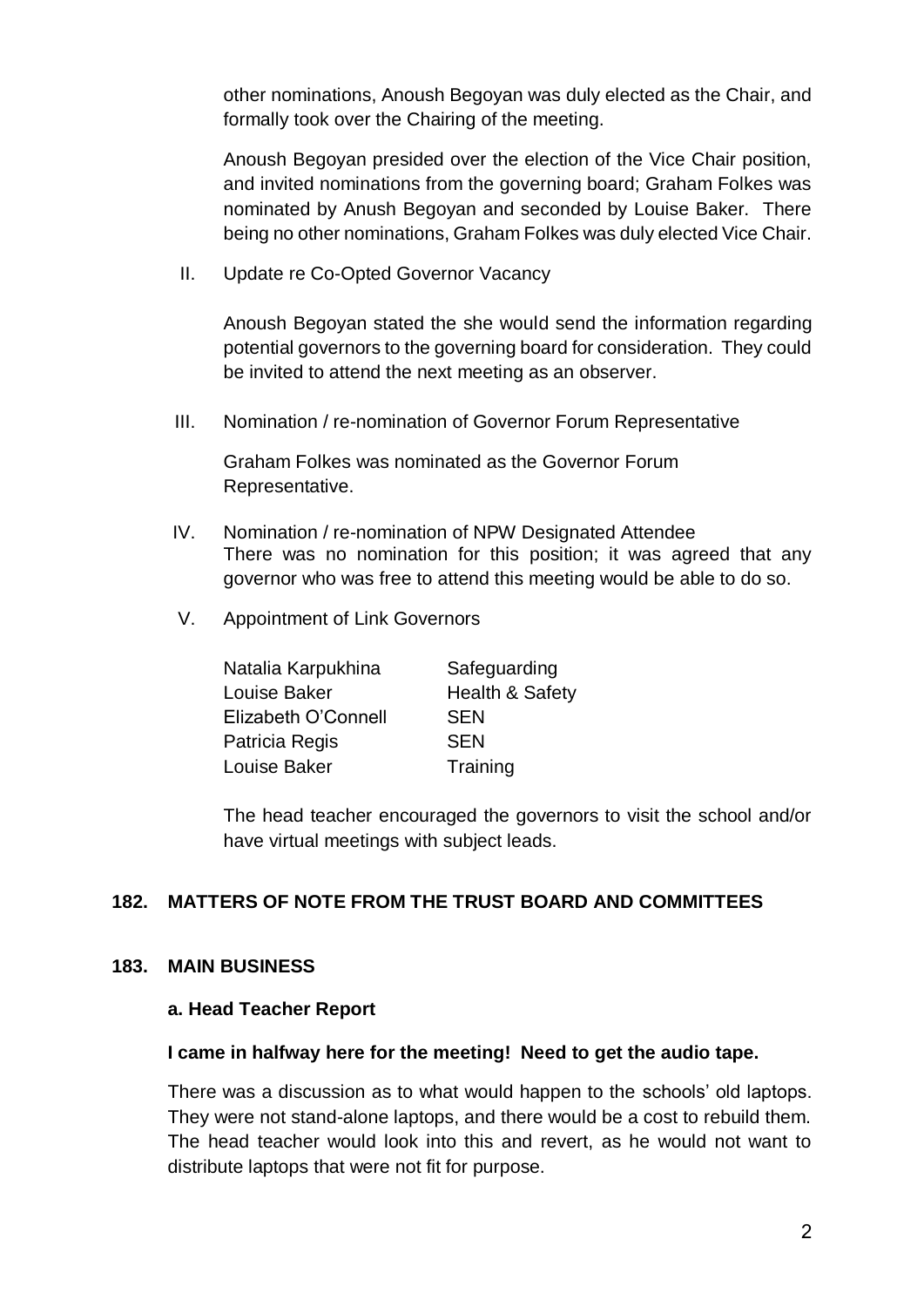other nominations, Anoush Begoyan was duly elected as the Chair, and formally took over the Chairing of the meeting.

Anoush Begoyan presided over the election of the Vice Chair position, and invited nominations from the governing board; Graham Folkes was nominated by Anush Begoyan and seconded by Louise Baker. There being no other nominations, Graham Folkes was duly elected Vice Chair.

II. Update re Co-Opted Governor Vacancy

Anoush Begoyan stated the she would send the information regarding potential governors to the governing board for consideration. They could be invited to attend the next meeting as an observer.

III. Nomination / re-nomination of Governor Forum Representative

Graham Folkes was nominated as the Governor Forum Representative.

IV. Nomination / re-nomination of NPW Designated Attendee
There was no nomination for this position; it was agreed that any governor who was free to attend this meeting would be able to do so.

V. Appointment of Link Governors

| | |
|---|---|
| Natalia Karpukhina | Safeguarding |
| Louise Baker | Health & Safety |
| Elizabeth O'Connell | SEN |
| Patricia Regis | SEN |
| Louise Baker | Training |

The head teacher encouraged the governors to visit the school and/or have virtual meetings with subject leads.

## 182. MATTERS OF NOTE FROM THE TRUST BOARD AND COMMITTEES

## 183. MAIN BUSINESS

### a. Head Teacher Report

**I came in halfway here for the meeting! Need to get the audio tape.**

There was a discussion as to what would happen to the schools' old laptops. They were not stand-alone laptops, and there would be a cost to rebuild them. The head teacher would look into this and revert, as he would not want to distribute laptops that were not fit for purpose.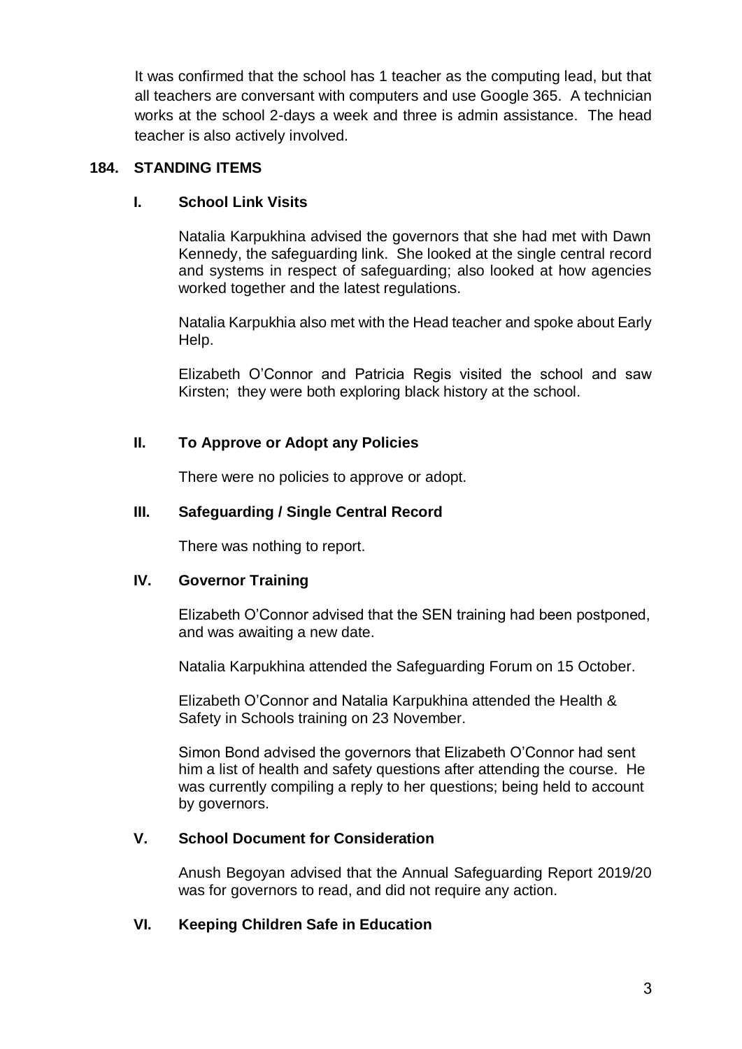It was confirmed that the school has 1 teacher as the computing lead, but that all teachers are conversant with computers and use Google 365. A technician works at the school 2-days a week and three is admin assistance. The head teacher is also actively involved.

## 184. STANDING ITEMS

### I. School Link Visits

Natalia Karpukhina advised the governors that she had met with Dawn Kennedy, the safeguarding link. She looked at the single central record and systems in respect of safeguarding; also looked at how agencies worked together and the latest regulations.

Natalia Karpukhia also met with the Head teacher and spoke about Early Help.

Elizabeth O'Connor and Patricia Regis visited the school and saw Kirsten; they were both exploring black history at the school.

### II. To Approve or Adopt any Policies

There were no policies to approve or adopt.

### III. Safeguarding / Single Central Record

There was nothing to report.

### IV. Governor Training

Elizabeth O'Connor advised that the SEN training had been postponed, and was awaiting a new date.

Natalia Karpukhina attended the Safeguarding Forum on 15 October.

Elizabeth O'Connor and Natalia Karpukhina attended the Health & Safety in Schools training on 23 November.

Simon Bond advised the governors that Elizabeth O'Connor had sent him a list of health and safety questions after attending the course. He was currently compiling a reply to her questions; being held to account by governors.

### V. School Document for Consideration

Anush Begoyan advised that the Annual Safeguarding Report 2019/20 was for governors to read, and did not require any action.

### VI. Keeping Children Safe in Education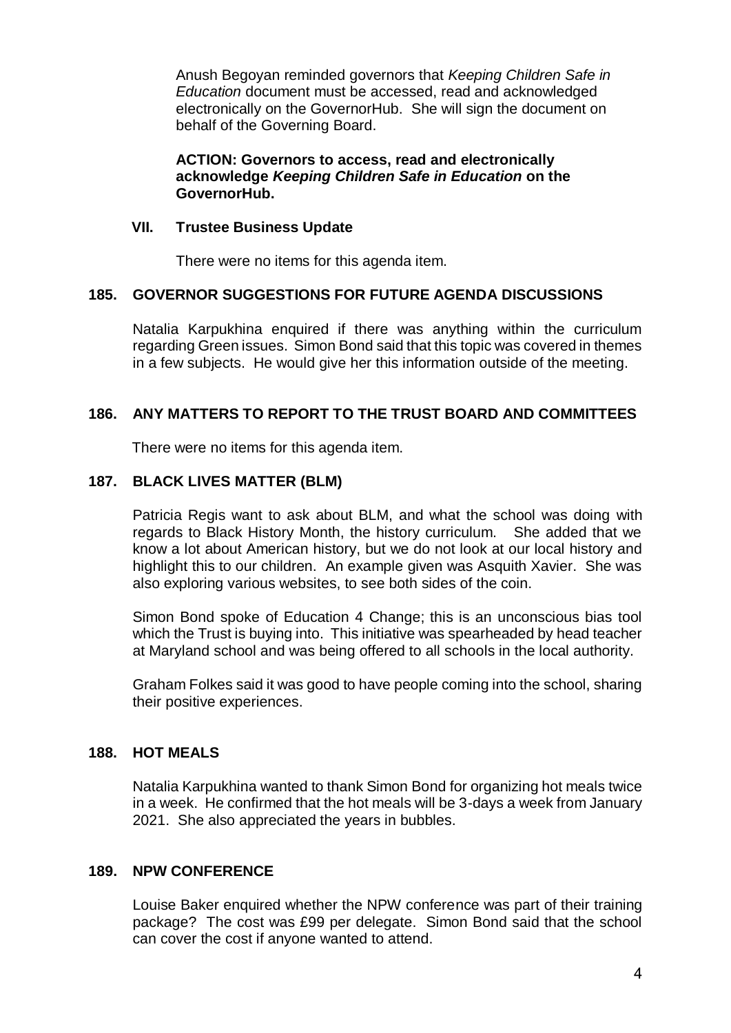Anush Begoyan reminded governors that *Keeping Children Safe in Education* document must be accessed, read and acknowledged electronically on the GovernorHub. She will sign the document on behalf of the Governing Board.

**ACTION: Governors to access, read and electronically acknowledge *Keeping Children Safe in Education* on the GovernorHub.**

### VII. Trustee Business Update

There were no items for this agenda item.

## 185. GOVERNOR SUGGESTIONS FOR FUTURE AGENDA DISCUSSIONS

Natalia Karpukhina enquired if there was anything within the curriculum regarding Green issues. Simon Bond said that this topic was covered in themes in a few subjects. He would give her this information outside of the meeting.

## 186. ANY MATTERS TO REPORT TO THE TRUST BOARD AND COMMITTEES

There were no items for this agenda item.

## 187. BLACK LIVES MATTER (BLM)

Patricia Regis want to ask about BLM, and what the school was doing with regards to Black History Month, the history curriculum. She added that we know a lot about American history, but we do not look at our local history and highlight this to our children. An example given was Asquith Xavier. She was also exploring various websites, to see both sides of the coin.

Simon Bond spoke of Education 4 Change; this is an unconscious bias tool which the Trust is buying into. This initiative was spearheaded by head teacher at Maryland school and was being offered to all schools in the local authority.

Graham Folkes said it was good to have people coming into the school, sharing their positive experiences.

## 188. HOT MEALS

Natalia Karpukhina wanted to thank Simon Bond for organizing hot meals twice in a week. He confirmed that the hot meals will be 3-days a week from January 2021. She also appreciated the years in bubbles.

## 189. NPW CONFERENCE

Louise Baker enquired whether the NPW conference was part of their training package? The cost was £99 per delegate. Simon Bond said that the school can cover the cost if anyone wanted to attend.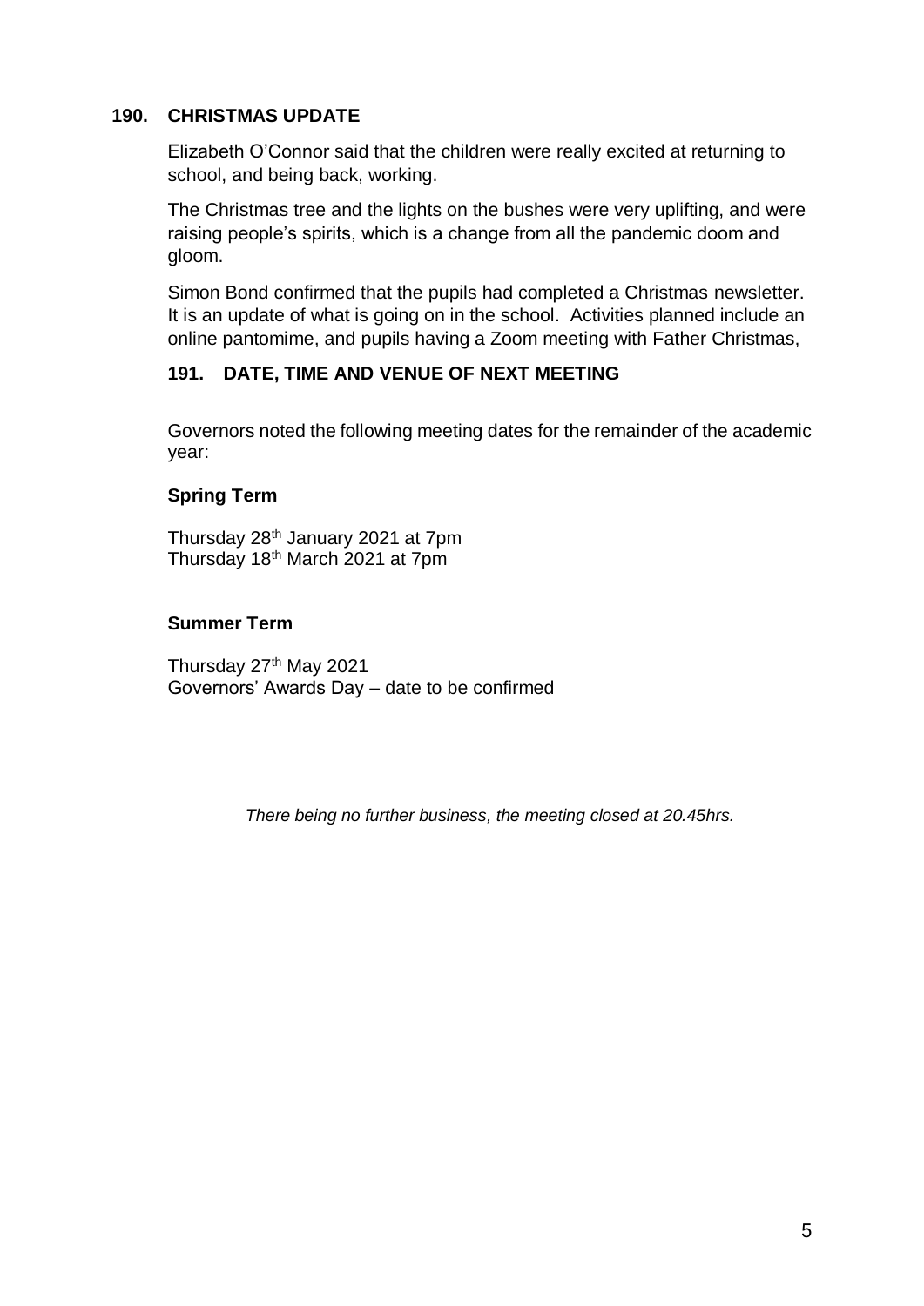## 190. CHRISTMAS UPDATE

Elizabeth O'Connor said that the children were really excited at returning to school, and being back, working.

The Christmas tree and the lights on the bushes were very uplifting, and were raising people's spirits, which is a change from all the pandemic doom and gloom.

Simon Bond confirmed that the pupils had completed a Christmas newsletter. It is an update of what is going on in the school. Activities planned include an online pantomime, and pupils having a Zoom meeting with Father Christmas,

## 191. DATE, TIME AND VENUE OF NEXT MEETING

Governors noted the following meeting dates for the remainder of the academic year:

**Spring Term**

Thursday 28th January 2021 at 7pm
Thursday 18th March 2021 at 7pm

**Summer Term**

Thursday 27th May 2021
Governors' Awards Day – date to be confirmed

*There being no further business, the meeting closed at 20.45hrs.*